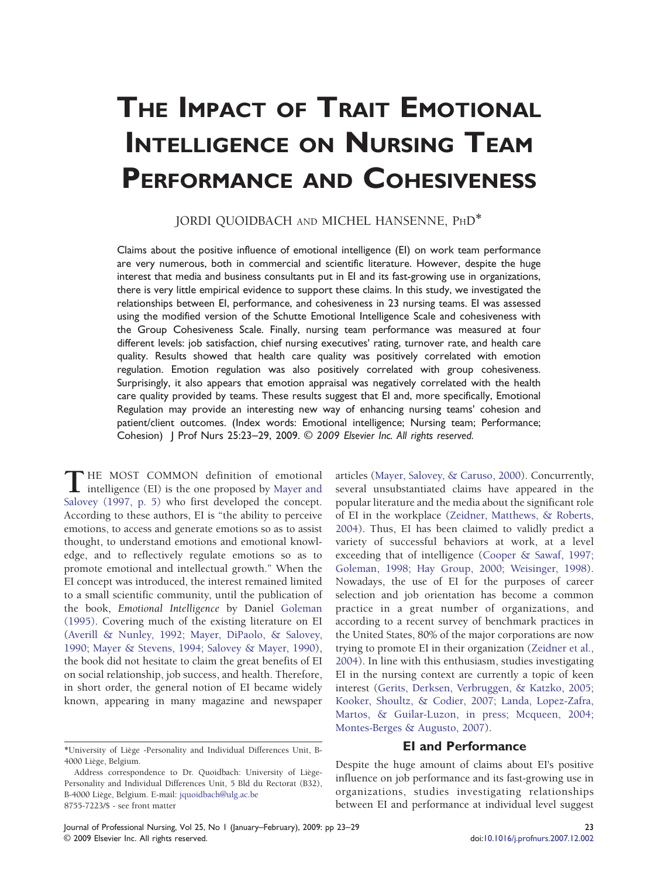# The Impact of Trait Emotional Intelligence on Nursing Team Performance and Cohesiveness

JORDI QUOIDBACH and MICHEL HANSENNE, PhD*

Claims about the positive influence of emotional intelligence (EI) on work team performance are very numerous, both in commercial and scientific literature. However, despite the huge interest that media and business consultants put in EI and its fast-growing use in organizations, there is very little empirical evidence to support these claims. In this study, we investigated the relationships between EI, performance, and cohesiveness in 23 nursing teams. EI was assessed using the modified version of the Schutte Emotional Intelligence Scale and cohesiveness with the Group Cohesiveness Scale. Finally, nursing team performance was measured at four different levels: job satisfaction, chief nursing executives' rating, turnover rate, and health care quality. Results showed that health care quality was positively correlated with emotion regulation. Emotion regulation was also positively correlated with group cohesiveness. Surprisingly, it also appears that emotion appraisal was negatively correlated with the health care quality provided by teams. These results suggest that EI and, more specifically, Emotional Regulation may provide an interesting new way of enhancing nursing teams' cohesion and patient/client outcomes. (Index words: Emotional intelligence; Nursing team; Performance; Cohesion) J Prof Nurs 25:23–29, 2009. © *2009 Elsevier Inc. All rights reserved.*

THE MOST COMMON definition of emotional intelligence (EI) is the one proposed by Mayer and Salovey (1997, p. 5) who first developed the concept. According to these authors, EI is "the ability to perceive emotions, to access and generate emotions so as to assist thought, to understand emotions and emotional knowledge, and to reflectively regulate emotions so as to promote emotional and intellectual growth." When the EI concept was introduced, the interest remained limited to a small scientific community, until the publication of the book, *Emotional Intelligence* by Daniel Goleman (1995). Covering much of the existing literature on EI (Averill & Nunley, 1992; Mayer, DiPaolo, & Salovey, 1990; Mayer & Stevens, 1994; Salovey & Mayer, 1990), the book did not hesitate to claim the great benefits of EI on social relationship, job success, and health. Therefore, in short order, the general notion of EI became widely known, appearing in many magazine and newspaper articles (Mayer, Salovey, & Caruso, 2000). Concurrently, several unsubstantiated claims have appeared in the popular literature and the media about the significant role of EI in the workplace (Zeidner, Matthews, & Roberts, 2004). Thus, EI has been claimed to validly predict a variety of successful behaviors at work, at a level exceeding that of intelligence (Cooper & Sawaf, 1997; Goleman, 1998; Hay Group, 2000; Weisinger, 1998). Nowadays, the use of EI for the purposes of career selection and job orientation has become a common practice in a great number of organizations, and according to a recent survey of benchmark practices in the United States, 80% of the major corporations are now trying to promote EI in their organization (Zeidner et al., 2004). In line with this enthusiasm, studies investigating EI in the nursing context are currently a topic of keen interest (Gerits, Derksen, Verbruggen, & Katzko, 2005; Kooker, Shoultz, & Codier, 2007; Landa, Lopez-Zafra, Martos, & Guilar-Luzon, in press; Mcqueen, 2004; Montes-Berges & Augusto, 2007).

## EI and Performance

Despite the huge amount of claims about EI's positive influence on job performance and its fast-growing use in organizations, studies investigating relationships between EI and performance at individual level suggest

*University of Liège -Personality and Individual Differences Unit, B-4000 Liège, Belgium.

Address correspondence to Dr. Quoidbach: University of Liège-Personality and Individual Differences Unit, 5 Bld du Rectorat (B32), B-4000 Liège, Belgium. E-mail: jquoidbach@ulg.ac.be

8755-7223/$ - see front matter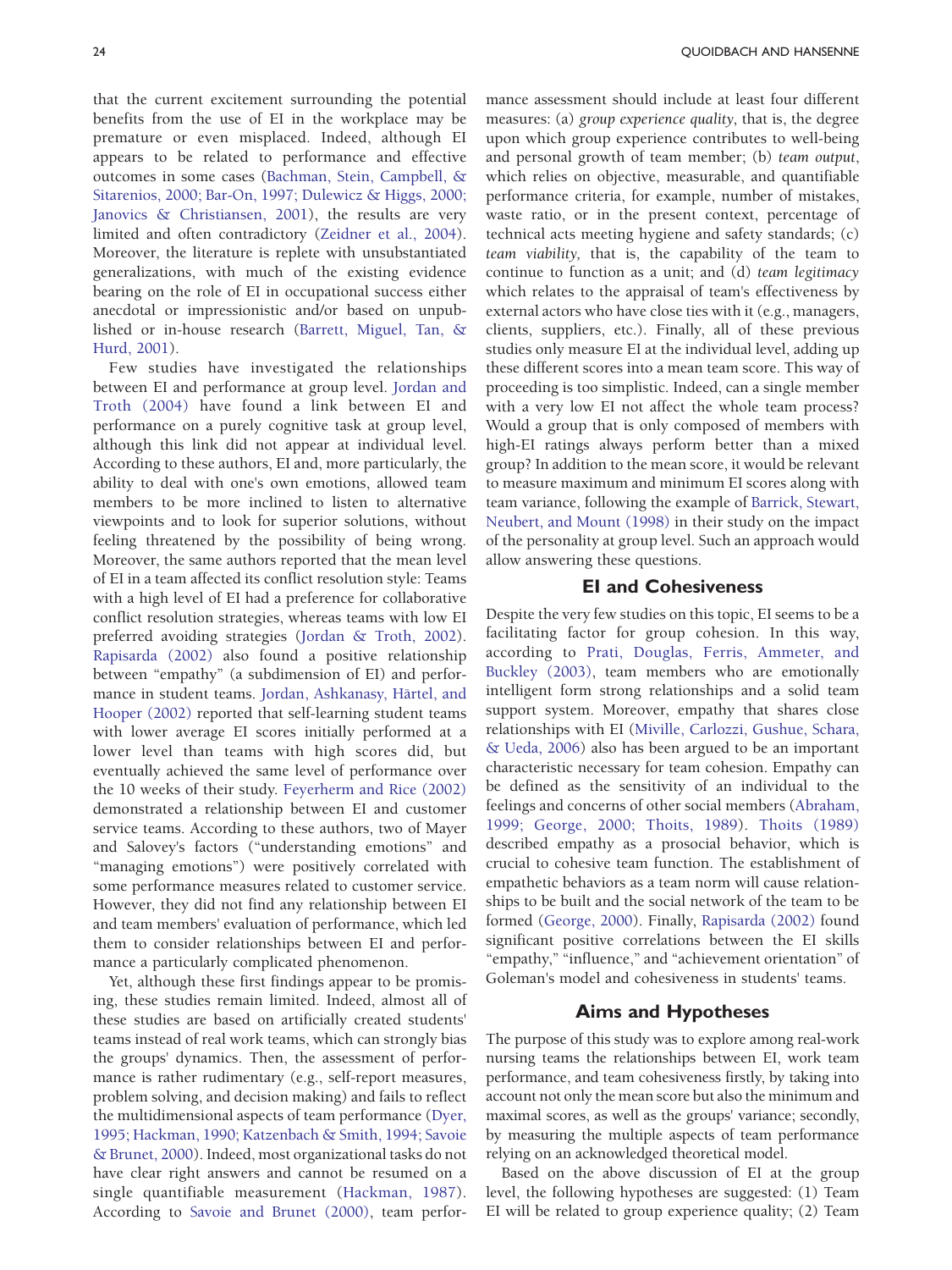that the current excitement surrounding the potential benefits from the use of EI in the workplace may be premature or even misplaced. Indeed, although EI appears to be related to performance and effective outcomes in some cases (Bachman, Stein, Campbell, & Sitarenios, 2000; Bar-On, 1997; Dulewicz & Higgs, 2000; Janovics & Christiansen, 2001), the results are very limited and often contradictory (Zeidner et al., 2004). Moreover, the literature is replete with unsubstantiated generalizations, with much of the existing evidence bearing on the role of EI in occupational success either anecdotal or impressionistic and/or based on unpublished or in-house research (Barrett, Miguel, Tan, & Hurd, 2001).

Few studies have investigated the relationships between EI and performance at group level. Jordan and Troth (2004) have found a link between EI and performance on a purely cognitive task at group level, although this link did not appear at individual level. According to these authors, EI and, more particularly, the ability to deal with one's own emotions, allowed team members to be more inclined to listen to alternative viewpoints and to look for superior solutions, without feeling threatened by the possibility of being wrong. Moreover, the same authors reported that the mean level of EI in a team affected its conflict resolution style: Teams with a high level of EI had a preference for collaborative conflict resolution strategies, whereas teams with low EI preferred avoiding strategies (Jordan & Troth, 2002). Rapisarda (2002) also found a positive relationship between "empathy" (a subdimension of EI) and performance in student teams. Jordan, Ashkanasy, Härtel, and Hooper (2002) reported that self-learning student teams with lower average EI scores initially performed at a lower level than teams with high scores did, but eventually achieved the same level of performance over the 10 weeks of their study. Feyerherm and Rice (2002) demonstrated a relationship between EI and customer service teams. According to these authors, two of Mayer and Salovey's factors ("understanding emotions" and "managing emotions") were positively correlated with some performance measures related to customer service. However, they did not find any relationship between EI and team members' evaluation of performance, which led them to consider relationships between EI and performance a particularly complicated phenomenon.

Yet, although these first findings appear to be promising, these studies remain limited. Indeed, almost all of these studies are based on artificially created students' teams instead of real work teams, which can strongly bias the groups' dynamics. Then, the assessment of performance is rather rudimentary (e.g., self-report measures, problem solving, and decision making) and fails to reflect the multidimensional aspects of team performance (Dyer, 1995; Hackman, 1990; Katzenbach & Smith, 1994; Savoie & Brunet, 2000). Indeed, most organizational tasks do not have clear right answers and cannot be resumed on a single quantifiable measurement (Hackman, 1987). According to Savoie and Brunet (2000), team performance assessment should include at least four different measures: (a) *group experience quality*, that is, the degree upon which group experience contributes to well-being and personal growth of team member; (b) *team output*, which relies on objective, measurable, and quantifiable performance criteria, for example, number of mistakes, waste ratio, or in the present context, percentage of technical acts meeting hygiene and safety standards; (c) *team viability*, that is, the capability of the team to continue to function as a unit; and (d) *team legitimacy* which relates to the appraisal of team's effectiveness by external actors who have close ties with it (e.g., managers, clients, suppliers, etc.). Finally, all of these previous studies only measure EI at the individual level, adding up these different scores into a mean team score. This way of proceeding is too simplistic. Indeed, can a single member with a very low EI not affect the whole team process? Would a group that is only composed of members with high-EI ratings always perform better than a mixed group? In addition to the mean score, it would be relevant to measure maximum and minimum EI scores along with team variance, following the example of Barrick, Stewart, Neubert, and Mount (1998) in their study on the impact of the personality at group level. Such an approach would allow answering these questions.

## EI and Cohesiveness

Despite the very few studies on this topic, EI seems to be a facilitating factor for group cohesion. In this way, according to Prati, Douglas, Ferris, Ammeter, and Buckley (2003), team members who are emotionally intelligent form strong relationships and a solid team support system. Moreover, empathy that shares close relationships with EI (Miville, Carlozzi, Gushue, Schara, & Ueda, 2006) also has been argued to be an important characteristic necessary for team cohesion. Empathy can be defined as the sensitivity of an individual to the feelings and concerns of other social members (Abraham, 1999; George, 2000; Thoits, 1989). Thoits (1989) described empathy as a prosocial behavior, which is crucial to cohesive team function. The establishment of empathetic behaviors as a team norm will cause relationships to be built and the social network of the team to be formed (George, 2000). Finally, Rapisarda (2002) found significant positive correlations between the EI skills "empathy," "influence," and "achievement orientation" of Goleman's model and cohesiveness in students' teams.

## Aims and Hypotheses

The purpose of this study was to explore among real-work nursing teams the relationships between EI, work team performance, and team cohesiveness firstly, by taking into account not only the mean score but also the minimum and maximal scores, as well as the groups' variance; secondly, by measuring the multiple aspects of team performance relying on an acknowledged theoretical model.

Based on the above discussion of EI at the group level, the following hypotheses are suggested: (1) Team EI will be related to group experience quality; (2) Team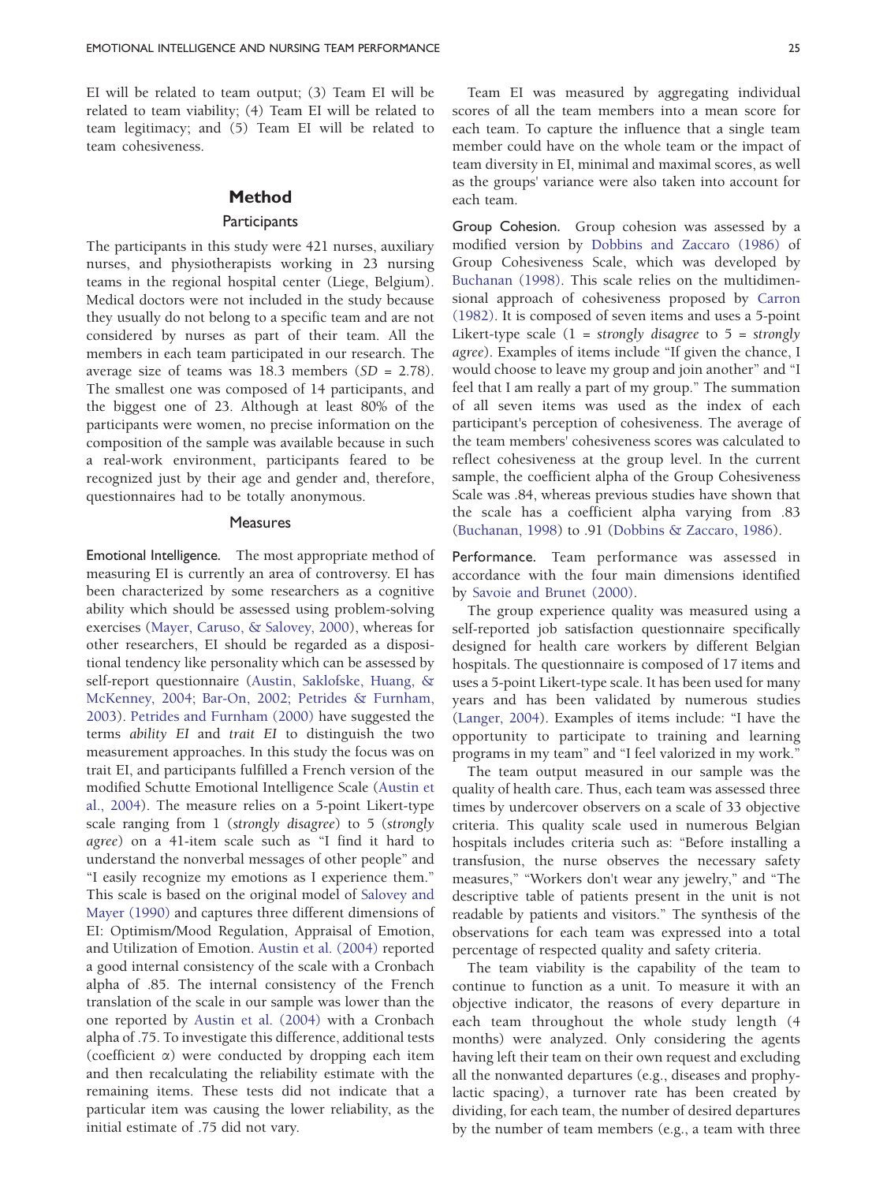EI will be related to team output; (3) Team EI will be related to team viability; (4) Team EI will be related to team legitimacy; and (5) Team EI will be related to team cohesiveness.

## Method

### Participants

The participants in this study were 421 nurses, auxiliary nurses, and physiotherapists working in 23 nursing teams in the regional hospital center (Liege, Belgium). Medical doctors were not included in the study because they usually do not belong to a specific team and are not considered by nurses as part of their team. All the members in each team participated in our research. The average size of teams was 18.3 members (*SD* = 2.78). The smallest one was composed of 14 participants, and the biggest one of 23. Although at least 80% of the participants were women, no precise information on the composition of the sample was available because in such a real-work environment, participants feared to be recognized just by their age and gender and, therefore, questionnaires had to be totally anonymous.

### Measures

**Emotional Intelligence.** The most appropriate method of measuring EI is currently an area of controversy. EI has been characterized by some researchers as a cognitive ability which should be assessed using problem-solving exercises (Mayer, Caruso, & Salovey, 2000), whereas for other researchers, EI should be regarded as a dispositional tendency like personality which can be assessed by self-report questionnaire (Austin, Saklofske, Huang, & McKenney, 2004; Bar-On, 2002; Petrides & Furnham, 2003). Petrides and Furnham (2000) have suggested the terms *ability EI* and *trait EI* to distinguish the two measurement approaches. In this study the focus was on trait EI, and participants fulfilled a French version of the modified Schutte Emotional Intelligence Scale (Austin et al., 2004). The measure relies on a 5-point Likert-type scale ranging from 1 (*strongly disagree*) to 5 (*strongly agree*) on a 41-item scale such as "I find it hard to understand the nonverbal messages of other people" and "I easily recognize my emotions as I experience them." This scale is based on the original model of Salovey and Mayer (1990) and captures three different dimensions of EI: Optimism/Mood Regulation, Appraisal of Emotion, and Utilization of Emotion. Austin et al. (2004) reported a good internal consistency of the scale with a Cronbach alpha of .85. The internal consistency of the French translation of the scale in our sample was lower than the one reported by Austin et al. (2004) with a Cronbach alpha of .75. To investigate this difference, additional tests (coefficient $\alpha$) were conducted by dropping each item and then recalculating the reliability estimate with the remaining items. These tests did not indicate that a particular item was causing the lower reliability, as the initial estimate of .75 did not vary.

Team EI was measured by aggregating individual scores of all the team members into a mean score for each team. To capture the influence that a single team member could have on the whole team or the impact of team diversity in EI, minimal and maximal scores, as well as the groups' variance were also taken into account for each team.

**Group Cohesion.** Group cohesion was assessed by a modified version by Dobbins and Zaccaro (1986) of Group Cohesiveness Scale, which was developed by Buchanan (1998). This scale relies on the multidimensional approach of cohesiveness proposed by Carron (1982). It is composed of seven items and uses a 5-point Likert-type scale (1 = *strongly disagree* to 5 = *strongly agree*). Examples of items include "If given the chance, I would choose to leave my group and join another" and "I feel that I am really a part of my group." The summation of all seven items was used as the index of each participant's perception of cohesiveness. The average of the team members' cohesiveness scores was calculated to reflect cohesiveness at the group level. In the current sample, the coefficient alpha of the Group Cohesiveness Scale was .84, whereas previous studies have shown that the scale has a coefficient alpha varying from .83 (Buchanan, 1998) to .91 (Dobbins & Zaccaro, 1986).

**Performance.** Team performance was assessed in accordance with the four main dimensions identified by Savoie and Brunet (2000).

The group experience quality was measured using a self-reported job satisfaction questionnaire specifically designed for health care workers by different Belgian hospitals. The questionnaire is composed of 17 items and uses a 5-point Likert-type scale. It has been used for many years and has been validated by numerous studies (Langer, 2004). Examples of items include: "I have the opportunity to participate to training and learning programs in my team" and "I feel valorized in my work."

The team output measured in our sample was the quality of health care. Thus, each team was assessed three times by undercover observers on a scale of 33 objective criteria. This quality scale used in numerous Belgian hospitals includes criteria such as: "Before installing a transfusion, the nurse observes the necessary safety measures," "Workers don't wear any jewelry," and "The descriptive table of patients present in the unit is not readable by patients and visitors." The synthesis of the observations for each team was expressed into a total percentage of respected quality and safety criteria.

The team viability is the capability of the team to continue to function as a unit. To measure it with an objective indicator, the reasons of every departure in each team throughout the whole study length (4 months) were analyzed. Only considering the agents having left their team on their own request and excluding all the nonwanted departures (e.g., diseases and prophylactic spacing), a turnover rate has been created by dividing, for each team, the number of desired departures by the number of team members (e.g., a team with three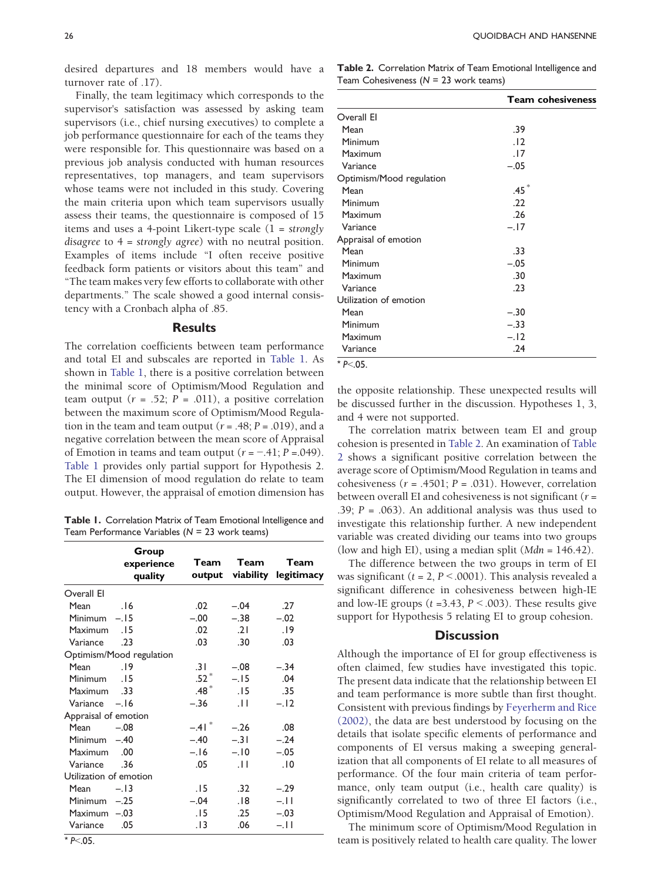desired departures and 18 members would have a turnover rate of .17).

Finally, the team legitimacy which corresponds to the supervisor's satisfaction was assessed by asking team supervisors (i.e., chief nursing executives) to complete a job performance questionnaire for each of the teams they were responsible for. This questionnaire was based on a previous job analysis conducted with human resources representatives, top managers, and team supervisors whose teams were not included in this study. Covering the main criteria upon which team supervisors usually assess their teams, the questionnaire is composed of 15 items and uses a 4-point Likert-type scale (1 = *strongly disagree* to 4 = *strongly agree*) with no neutral position. Examples of items include "I often receive positive feedback form patients or visitors about this team" and "The team makes very few efforts to collaborate with other departments." The scale showed a good internal consistency with a Cronbach alpha of .85.

## Results

The correlation coefficients between team performance and total EI and subscales are reported in Table 1. As shown in Table 1, there is a positive correlation between the minimal score of Optimism/Mood Regulation and team output ($r$ = .52; $P$ = .011), a positive correlation between the maximum score of Optimism/Mood Regulation in the team and team output ($r$ = .48; $P$ = .019), and a negative correlation between the mean score of Appraisal of Emotion in teams and team output ($r$ = −.41; $P$ =.049). Table 1 provides only partial support for Hypothesis 2. The EI dimension of mood regulation do relate to team output. However, the appraisal of emotion dimension has the opposite relationship. These unexpected results will be discussed further in the discussion. Hypotheses 1, 3, and 4 were not supported.

**Table 1.** Correlation Matrix of Team Emotional Intelligence and Team Performance Variables ($N$ = 23 work teams)

| | Group experience quality | Team output | Team viability | Team legitimacy |
|---|---|---|---|---|
| Overall EI | | | | |
| Mean | .16 | .02 | −.04 | .27 |
| Minimum | −.15 | −.00 | −.38 | −.02 |
| Maximum | .15 | .02 | .21 | .19 |
| Variance | .23 | .03 | .30 | .03 |
| Optimism/Mood regulation | | | | |
| Mean | .19 | .31 | −.08 | −.34 |
| Minimum | .15 | .52* | −.15 | .04 |
| Maximum | .33 | .48* | .15 | .35 |
| Variance | −.16 | −.36 | .11 | −.12 |
| Appraisal of emotion | | | | |
| Mean | −.08 | −.41* | −.26 | .08 |
| Minimum | −.40 | −.40 | −.31 | −.24 |
| Maximum | .00 | −.16 | −.10 | −.05 |
| Variance | .36 | .05 | .11 | .10 |
| Utilization of emotion | | | | |
| Mean | −.13 | .15 | .32 | −.29 |
| Minimum | −.25 | −.04 | .18 | −.11 |
| Maximum | −.03 | .15 | .25 | −.03 |
| Variance | .05 | .13 | .06 | −.11 |

* $P$<.05.

**Table 2.** Correlation Matrix of Team Emotional Intelligence and Team Cohesiveness ($N$ = 23 work teams)

| | Team cohesiveness |
|---|---|
| Overall EI | |
| Mean | .39 |
| Minimum | .12 |
| Maximum | .17 |
| Variance | −.05 |
| Optimism/Mood regulation | |
| Mean | .45* |
| Minimum | .22 |
| Maximum | .26 |
| Variance | −.17 |
| Appraisal of emotion | |
| Mean | .33 |
| Minimum | −.05 |
| Maximum | .30 |
| Variance | .23 |
| Utilization of emotion | |
| Mean | −.30 |
| Minimum | −.33 |
| Maximum | −.12 |
| Variance | .24 |

* $P$<.05.

The correlation matrix between team EI and group cohesion is presented in Table 2. An examination of Table 2 shows a significant positive correlation between the average score of Optimism/Mood Regulation in teams and cohesiveness ($r$ = .4501; $P$ = .031). However, correlation between overall EI and cohesiveness is not significant ($r$ = .39; $P$ = .063). An additional analysis was thus used to investigate this relationship further. A new independent variable was created dividing our teams into two groups (low and high EI), using a median split ($Mdn$ = 146.42).

The difference between the two groups in term of EI was significant ($t$ = 2, $P$ < .0001). This analysis revealed a significant difference in cohesiveness between high-IE and low-IE groups ($t$ =3.43, $P$ < .003). These results give support for Hypothesis 5 relating EI to group cohesion.

## Discussion

Although the importance of EI for group effectiveness is often claimed, few studies have investigated this topic. The present data indicate that the relationship between EI and team performance is more subtle than first thought. Consistent with previous findings by Feyerherm and Rice (2002), the data are best understood by focusing on the details that isolate specific elements of performance and components of EI versus making a sweeping generalization that all components of EI relate to all measures of performance. Of the four main criteria of team performance, only team output (i.e., health care quality) is significantly correlated to two of three EI factors (i.e., Optimism/Mood Regulation and Appraisal of Emotion).

The minimum score of Optimism/Mood Regulation in team is positively related to health care quality. The lower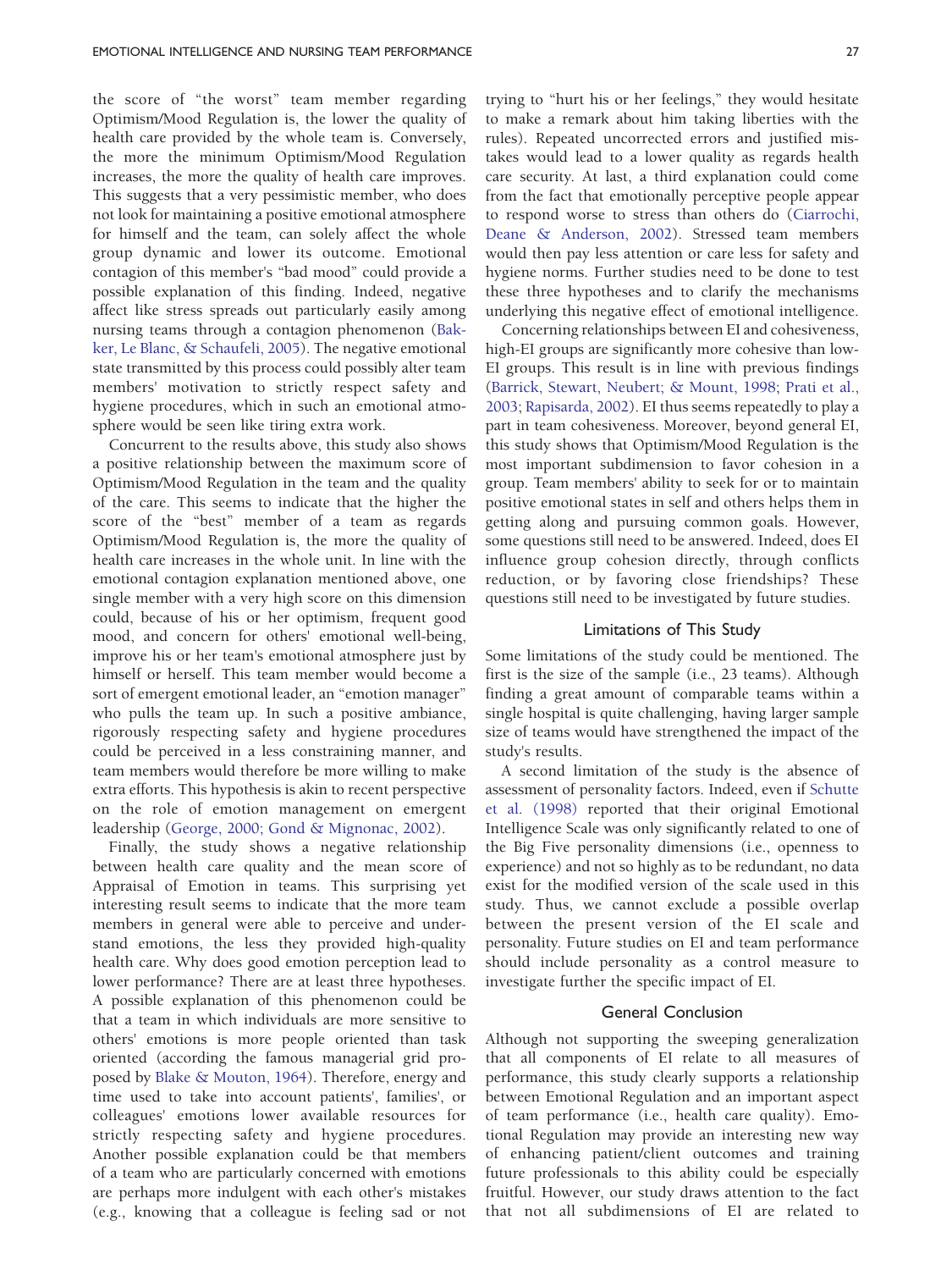the score of "the worst" team member regarding Optimism/Mood Regulation is, the lower the quality of health care provided by the whole team is. Conversely, the more the minimum Optimism/Mood Regulation increases, the more the quality of health care improves. This suggests that a very pessimistic member, who does not look for maintaining a positive emotional atmosphere for himself and the team, can solely affect the whole group dynamic and lower its outcome. Emotional contagion of this member's "bad mood" could provide a possible explanation of this finding. Indeed, negative affect like stress spreads out particularly easily among nursing teams through a contagion phenomenon (Bakker, Le Blanc, & Schaufeli, 2005). The negative emotional state transmitted by this process could possibly alter team members' motivation to strictly respect safety and hygiene procedures, which in such an emotional atmosphere would be seen like tiring extra work.

Concurrent to the results above, this study also shows a positive relationship between the maximum score of Optimism/Mood Regulation in the team and the quality of the care. This seems to indicate that the higher the score of the "best" member of a team as regards Optimism/Mood Regulation is, the more the quality of health care increases in the whole unit. In line with the emotional contagion explanation mentioned above, one single member with a very high score on this dimension could, because of his or her optimism, frequent good mood, and concern for others' emotional well-being, improve his or her team's emotional atmosphere just by himself or herself. This team member would become a sort of emergent emotional leader, an "emotion manager" who pulls the team up. In such a positive ambiance, rigorously respecting safety and hygiene procedures could be perceived in a less constraining manner, and team members would therefore be more willing to make extra efforts. This hypothesis is akin to recent perspective on the role of emotion management on emergent leadership (George, 2000; Gond & Mignonac, 2002).

Finally, the study shows a negative relationship between health care quality and the mean score of Appraisal of Emotion in teams. This surprising yet interesting result seems to indicate that the more team members in general were able to perceive and understand emotions, the less they provided high-quality health care. Why does good emotion perception lead to lower performance? There are at least three hypotheses. A possible explanation of this phenomenon could be that a team in which individuals are more sensitive to others' emotions is more people oriented than task oriented (according the famous managerial grid proposed by Blake & Mouton, 1964). Therefore, energy and time used to take into account patients', families', or colleagues' emotions lower available resources for strictly respecting safety and hygiene procedures. Another possible explanation could be that members of a team who are particularly concerned with emotions are perhaps more indulgent with each other's mistakes (e.g., knowing that a colleague is feeling sad or not trying to "hurt his or her feelings," they would hesitate to make a remark about him taking liberties with the rules). Repeated uncorrected errors and justified mistakes would lead to a lower quality as regards health care security. At last, a third explanation could come from the fact that emotionally perceptive people appear to respond worse to stress than others do (Ciarrochi, Deane & Anderson, 2002). Stressed team members would then pay less attention or care less for safety and hygiene norms. Further studies need to be done to test these three hypotheses and to clarify the mechanisms underlying this negative effect of emotional intelligence.

Concerning relationships between EI and cohesiveness, high-EI groups are significantly more cohesive than low-EI groups. This result is in line with previous findings (Barrick, Stewart, Neubert; & Mount, 1998; Prati et al., 2003; Rapisarda, 2002). EI thus seems repeatedly to play a part in team cohesiveness. Moreover, beyond general EI, this study shows that Optimism/Mood Regulation is the most important subdimension to favor cohesion in a group. Team members' ability to seek for or to maintain positive emotional states in self and others helps them in getting along and pursuing common goals. However, some questions still need to be answered. Indeed, does EI influence group cohesion directly, through conflicts reduction, or by favoring close friendships? These questions still need to be investigated by future studies.

## Limitations of This Study

Some limitations of the study could be mentioned. The first is the size of the sample (i.e., 23 teams). Although finding a great amount of comparable teams within a single hospital is quite challenging, having larger sample size of teams would have strengthened the impact of the study's results.

A second limitation of the study is the absence of assessment of personality factors. Indeed, even if Schutte et al. (1998) reported that their original Emotional Intelligence Scale was only significantly related to one of the Big Five personality dimensions (i.e., openness to experience) and not so highly as to be redundant, no data exist for the modified version of the scale used in this study. Thus, we cannot exclude a possible overlap between the present version of the EI scale and personality. Future studies on EI and team performance should include personality as a control measure to investigate further the specific impact of EI.

## General Conclusion

Although not supporting the sweeping generalization that all components of EI relate to all measures of performance, this study clearly supports a relationship between Emotional Regulation and an important aspect of team performance (i.e., health care quality). Emotional Regulation may provide an interesting new way of enhancing patient/client outcomes and training future professionals to this ability could be especially fruitful. However, our study draws attention to the fact that not all subdimensions of EI are related to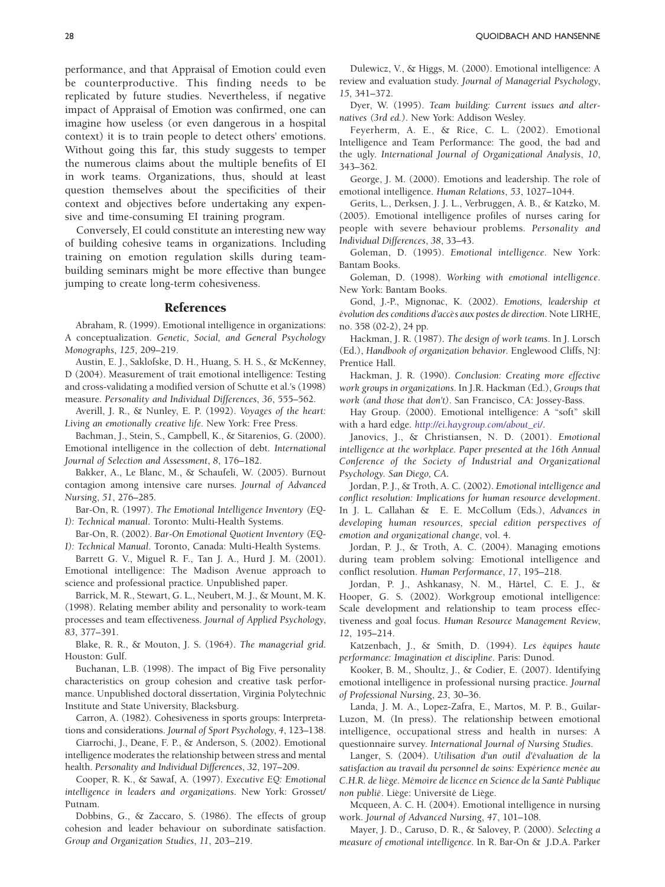performance, and that Appraisal of Emotion could even be counterproductive. This finding needs to be replicated by future studies. Nevertheless, if negative impact of Appraisal of Emotion was confirmed, one can imagine how useless (or even dangerous in a hospital context) it is to train people to detect others' emotions. Without going this far, this study suggests to temper the numerous claims about the multiple benefits of EI in work teams. Organizations, thus, should at least question themselves about the specificities of their context and objectives before undertaking any expensive and time-consuming EI training program.

Conversely, EI could constitute an interesting new way of building cohesive teams in organizations. Including training on emotion regulation skills during team-building seminars might be more effective than bungee jumping to create long-term cohesiveness.

## References

Abraham, R. (1999). Emotional intelligence in organizations: A conceptualization. *Genetic, Social, and General Psychology Monographs*, *125*, 209–219.

Austin, E. J., Saklofske, D. H., Huang, S. H. S., & McKenney, D (2004). Measurement of trait emotional intelligence: Testing and cross-validating a modified version of Schutte et al.'s (1998) measure. *Personality and Individual Differences*, *36*, 555–562.

Averill, J. R., & Nunley, E. P. (1992). *Voyages of the heart: Living an emotionally creative life*. New York: Free Press.

Bachman, J., Stein, S., Campbell, K., & Sitarenios, G. (2000). Emotional intelligence in the collection of debt. *International Journal of Selection and Assessment*, *8*, 176–182.

Bakker, A., Le Blanc, M., & Schaufeli, W. (2005). Burnout contagion among intensive care nurses. *Journal of Advanced Nursing*, *51*, 276–285.

Bar-On, R. (1997). *The Emotional Intelligence Inventory (EQ-I): Technical manual*. Toronto: Multi-Health Systems.

Bar-On, R. (2002). *Bar-On Emotional Quotient Inventory (EQ-I): Technical Manual*. Toronto, Canada: Multi-Health Systems.

Barrett G. V., Miguel R. F., Tan J. A., Hurd J. M. (2001). Emotional intelligence: The Madison Avenue approach to science and professional practice. Unpublished paper.

Barrick, M. R., Stewart, G. L., Neubert, M. J., & Mount, M. K. (1998). Relating member ability and personality to work-team processes and team effectiveness. *Journal of Applied Psychology*, *83*, 377–391.

Blake, R. R., & Mouton, J. S. (1964). *The managerial grid*. Houston: Gulf.

Buchanan, L.B. (1998). The impact of Big Five personality characteristics on group cohesion and creative task performance. Unpublished doctoral dissertation, Virginia Polytechnic Institute and State University, Blacksburg.

Carron, A. (1982). Cohesiveness in sports groups: Interpretations and considerations. *Journal of Sport Psychology*, *4*, 123–138.

Ciarrochi, J., Deane, F. P., & Anderson, S. (2002). Emotional intelligence moderates the relationship between stress and mental health. *Personality and Individual Differences*, *32*, 197–209.

Cooper, R. K., & Sawaf, A. (1997). *Executive EQ: Emotional intelligence in leaders and organizations*. New York: Grosset/Putnam.

Dobbins, G., & Zaccaro, S. (1986). The effects of group cohesion and leader behaviour on subordinate satisfaction. *Group and Organization Studies*, *11*, 203–219.

Dulewicz, V., & Higgs, M. (2000). Emotional intelligence: A review and evaluation study. *Journal of Managerial Psychology*, *15*, 341–372.

Dyer, W. (1995). *Team building: Current issues and alternatives (3rd ed.)*. New York: Addison Wesley.

Feyerherm, A. E., & Rice, C. L. (2002). Emotional Intelligence and Team Performance: The good, the bad and the ugly. *International Journal of Organizational Analysis*, *10*, 343–362.

George, J. M. (2000). Emotions and leadership. The role of emotional intelligence. *Human Relations*, *53*, 1027–1044.

Gerits, L., Derksen, J. J. L., Verbruggen, A. B., & Katzko, M. (2005). Emotional intelligence profiles of nurses caring for people with severe behaviour problems. *Personality and Individual Differences*, *38*, 33–43.

Goleman, D. (1995). *Emotional intelligence*. New York: Bantam Books.

Goleman, D. (1998). *Working with emotional intelligence*. New York: Bantam Books.

Gond, J.-P., Mignonac, K. (2002). *Emotions, leadership et évolution des conditions d'accès aux postes de direction*. Note LIRHE, no. 358 (02-2), 24 pp.

Hackman, J. R. (1987). *The design of work teams*. In J. Lorsch (Ed.), *Handbook of organization behavior*. Englewood Cliffs, NJ: Prentice Hall.

Hackman, J. R. (1990). *Conclusion: Creating more effective work groups in organizations*. In J.R. Hackman (Ed.), *Groups that work (and those that don't)*. San Francisco, CA: Jossey-Bass.

Hay Group. (2000). Emotional intelligence: A "soft" skill with a hard edge. http://ei.haygroup.com/about_ei/.

Janovics, J., & Christiansen, N. D. (2001). *Emotional intelligence at the workplace. Paper presented at the 16th Annual Conference of the Society of Industrial and Organizational Psychology. San Diego, CA*.

Jordan, P. J., & Troth, A. C. (2002). *Emotional intelligence and conflict resolution: Implications for human resource development*. In J. L. Callahan & E. E. McCollum (Eds.), *Advances in developing human resources, special edition perspectives of emotion and organizational change*, vol. 4.

Jordan, P. J., & Troth, A. C. (2004). Managing emotions during team problem solving: Emotional intelligence and conflict resolution. *Human Performance*, *17*, 195–218.

Jordan, P. J., Ashkanasy, N. M., Härtel, C. E. J., & Hooper, G. S. (2002). Workgroup emotional intelligence: Scale development and relationship to team process effectiveness and goal focus. *Human Resource Management Review*, *12*, 195–214.

Katzenbach, J., & Smith, D. (1994). *Les équipes haute performance: Imagination et discipline*. Paris: Dunod.

Kooker, B. M., Shoultz, J., & Codier, E. (2007). Identifying emotional intelligence in professional nursing practice. *Journal of Professional Nursing*, *23*, 30–36.

Landa, J. M. A., Lopez-Zafra, E., Martos, M. P. B., Guilar-Luzon, M. (In press). The relationship between emotional intelligence, occupational stress and health in nurses: A questionnaire survey. *International Journal of Nursing Studies*.

Langer, S. (2004). *Utilisation d'un outil d'évaluation de la satisfaction au travail du personnel de soins: Expérience menée au C.H.R. de liège. Mémoire de licence en Science de la Santé Publique non publié*. Liège: Université de Liège.

Mcqueen, A. C. H. (2004). Emotional intelligence in nursing work. *Journal of Advanced Nursing*, *47*, 101–108.

Mayer, J. D., Caruso, D. R., & Salovey, P. (2000). *Selecting a measure of emotional intelligence*. In R. Bar-On & J.D.A. Parker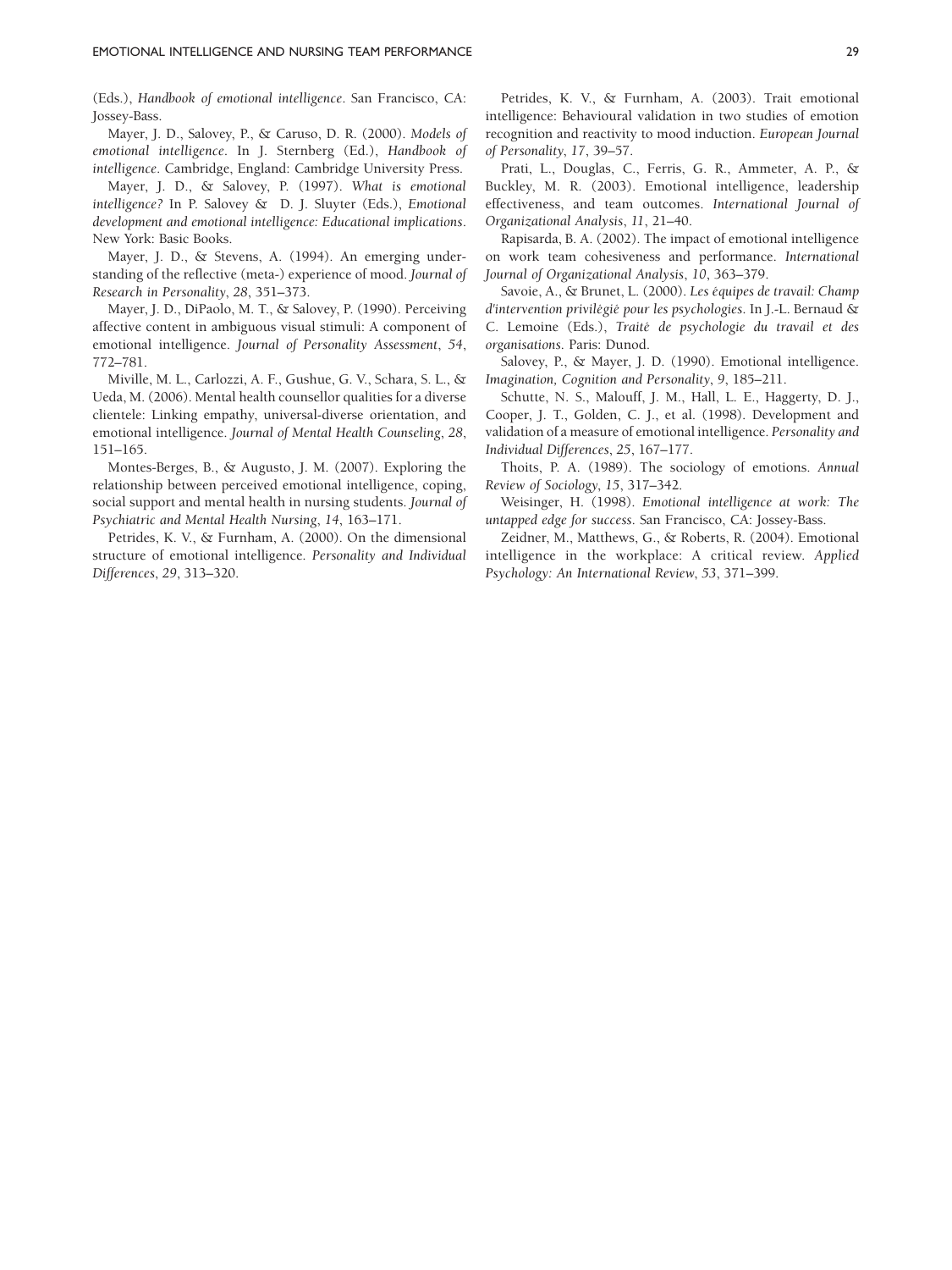(Eds.), *Handbook of emotional intelligence*. San Francisco, CA: Jossey-Bass.

Mayer, J. D., Salovey, P., & Caruso, D. R. (2000). *Models of emotional intelligence*. In J. Sternberg (Ed.), *Handbook of intelligence*. Cambridge, England: Cambridge University Press.

Mayer, J. D., & Salovey, P. (1997). *What is emotional intelligence?* In P. Salovey & D. J. Sluyter (Eds.), *Emotional development and emotional intelligence: Educational implications*. New York: Basic Books.

Mayer, J. D., & Stevens, A. (1994). An emerging understanding of the reflective (meta-) experience of mood. *Journal of Research in Personality*, *28*, 351–373.

Mayer, J. D., DiPaolo, M. T., & Salovey, P. (1990). Perceiving affective content in ambiguous visual stimuli: A component of emotional intelligence. *Journal of Personality Assessment*, *54*, 772–781.

Miville, M. L., Carlozzi, A. F., Gushue, G. V., Schara, S. L., & Ueda, M. (2006). Mental health counsellor qualities for a diverse clientele: Linking empathy, universal-diverse orientation, and emotional intelligence. *Journal of Mental Health Counseling*, *28*, 151–165.

Montes-Berges, B., & Augusto, J. M. (2007). Exploring the relationship between perceived emotional intelligence, coping, social support and mental health in nursing students. *Journal of Psychiatric and Mental Health Nursing*, *14*, 163–171.

Petrides, K. V., & Furnham, A. (2000). On the dimensional structure of emotional intelligence. *Personality and Individual Differences*, *29*, 313–320.

Petrides, K. V., & Furnham, A. (2003). Trait emotional intelligence: Behavioural validation in two studies of emotion recognition and reactivity to mood induction. *European Journal of Personality*, *17*, 39–57.

Prati, L., Douglas, C., Ferris, G. R., Ammeter, A. P., & Buckley, M. R. (2003). Emotional intelligence, leadership effectiveness, and team outcomes. *International Journal of Organizational Analysis*, *11*, 21–40.

Rapisarda, B. A. (2002). The impact of emotional intelligence on work team cohesiveness and performance. *International Journal of Organizational Analysis*, *10*, 363–379.

Savoie, A., & Brunet, L. (2000). *Les équipes de travail: Champ d'intervention privilégié pour les psychologies*. In J.-L. Bernaud & C. Lemoine (Eds.), *Traité de psychologie du travail et des organisations*. Paris: Dunod.

Salovey, P., & Mayer, J. D. (1990). Emotional intelligence. *Imagination, Cognition and Personality*, *9*, 185–211.

Schutte, N. S., Malouff, J. M., Hall, L. E., Haggerty, D. J., Cooper, J. T., Golden, C. J., et al. (1998). Development and validation of a measure of emotional intelligence. *Personality and Individual Differences*, *25*, 167–177.

Thoits, P. A. (1989). The sociology of emotions. *Annual Review of Sociology*, *15*, 317–342.

Weisinger, H. (1998). *Emotional intelligence at work: The untapped edge for success*. San Francisco, CA: Jossey-Bass.

Zeidner, M., Matthews, G., & Roberts, R. (2004). Emotional intelligence in the workplace: A critical review. *Applied Psychology: An International Review*, *53*, 371–399.